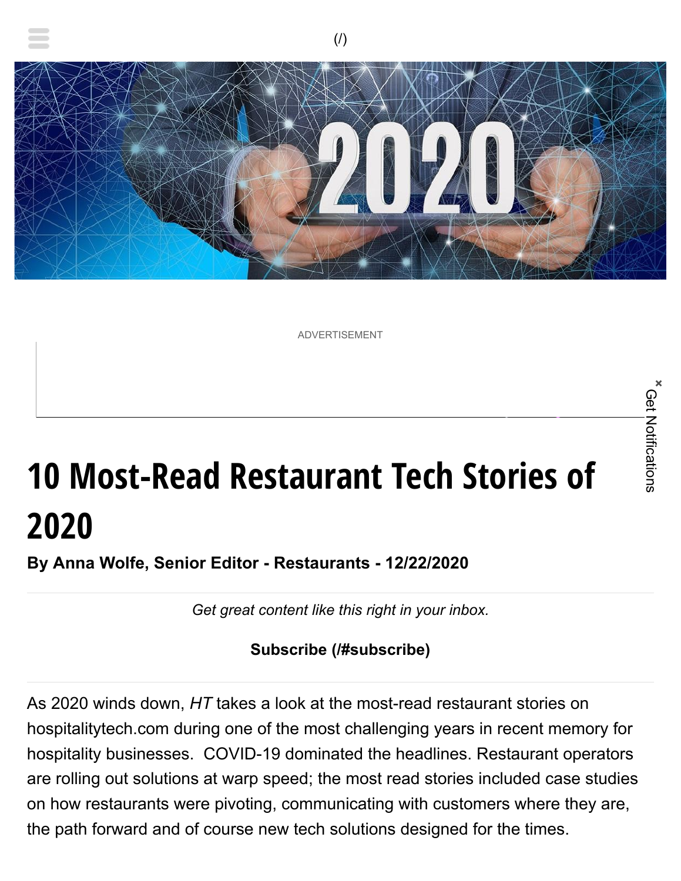# 10 Most-Read Restaurant Tech Stories of 2020

**By Anna Wolfe, Senior Editor - Restaurants - 12/22/2020**

*Get great content like this right in your inbox.*

**Subscribe (/#subscribe)**

As 2020 winds down, *HT* takes a look at the most-read restaurant stories on hospitalitytech.com during one of the most challenging years in recent memory for hospitality businesses. COVID-19 dominated the headlines. Restaurant operators are rolling out solutions at warp speed; the most read stories included case studies on how restaurants were pivoting, communicating with customers where they are, the path forward and of course new tech solutions designed for the times.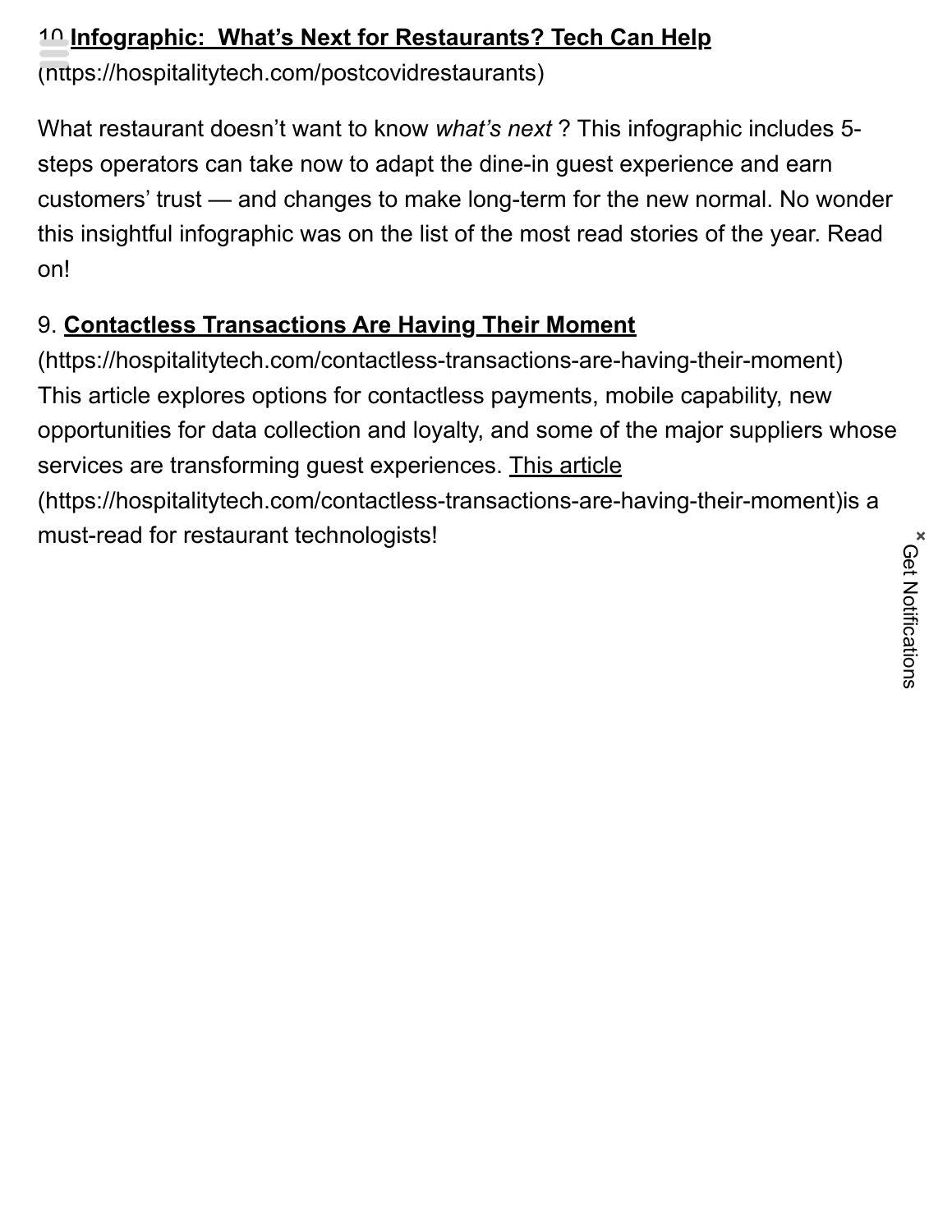10. **Infographic: What's Next for Restaurants? Tech Can Help** (https://hospitalitytech.com/postcovidrestaurants)

What restaurant doesn't want to know *what's next* ? This infographic includes 5-steps operators can take now to adapt the dine-in guest experience and earn customers' trust — and changes to make long-term for the new normal. No wonder this insightful infographic was on the list of the most read stories of the year. Read on!

9. **Contactless Transactions Are Having Their Moment** (https://hospitalitytech.com/contactless-transactions-are-having-their-moment) This article explores options for contactless payments, mobile capability, new opportunities for data collection and loyalty, and some of the major suppliers whose services are transforming guest experiences. This article (https://hospitalitytech.com/contactless-transactions-are-having-their-moment)is a must-read for restaurant technologists!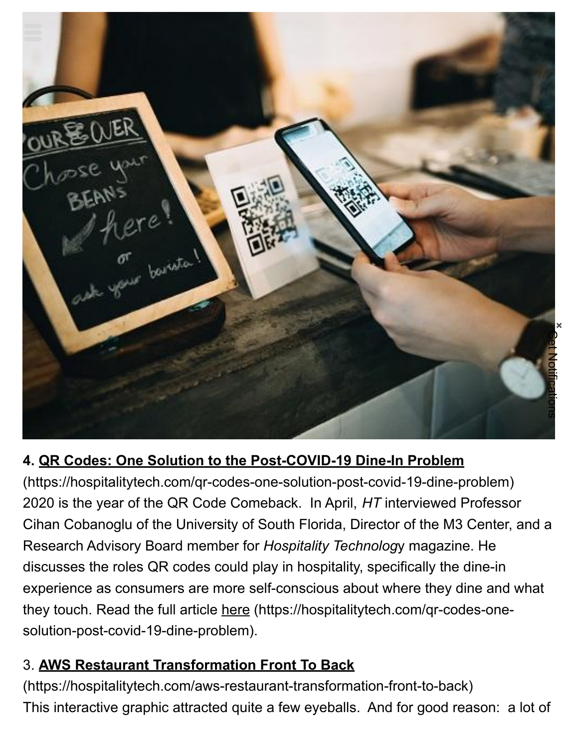**4. [QR Codes: One Solution to the Post-COVID-19 Dine-In Problem](https://hospitalitytech.com/qr-codes-one-solution-post-covid-19-dine-problem)** (https://hospitalitytech.com/qr-codes-one-solution-post-covid-19-dine-problem)
2020 is the year of the QR Code Comeback. In April, *HT* interviewed Professor Cihan Cobanoglu of the University of South Florida, Director of the M3 Center, and a Research Advisory Board member for *Hospitality Technolog*y magazine. He discusses the roles QR codes could play in hospitality, specifically the dine-in experience as consumers are more self-conscious about where they dine and what they touch. Read the full article [here](https://hospitalitytech.com/qr-codes-one-solution-post-covid-19-dine-problem) (https://hospitalitytech.com/qr-codes-one-solution-post-covid-19-dine-problem).

3. **[AWS Restaurant Transformation Front To Back](https://hospitalitytech.com/aws-restaurant-transformation-front-to-back)** (https://hospitalitytech.com/aws-restaurant-transformation-front-to-back)
This interactive graphic attracted quite a few eyeballs. And for good reason: a lot of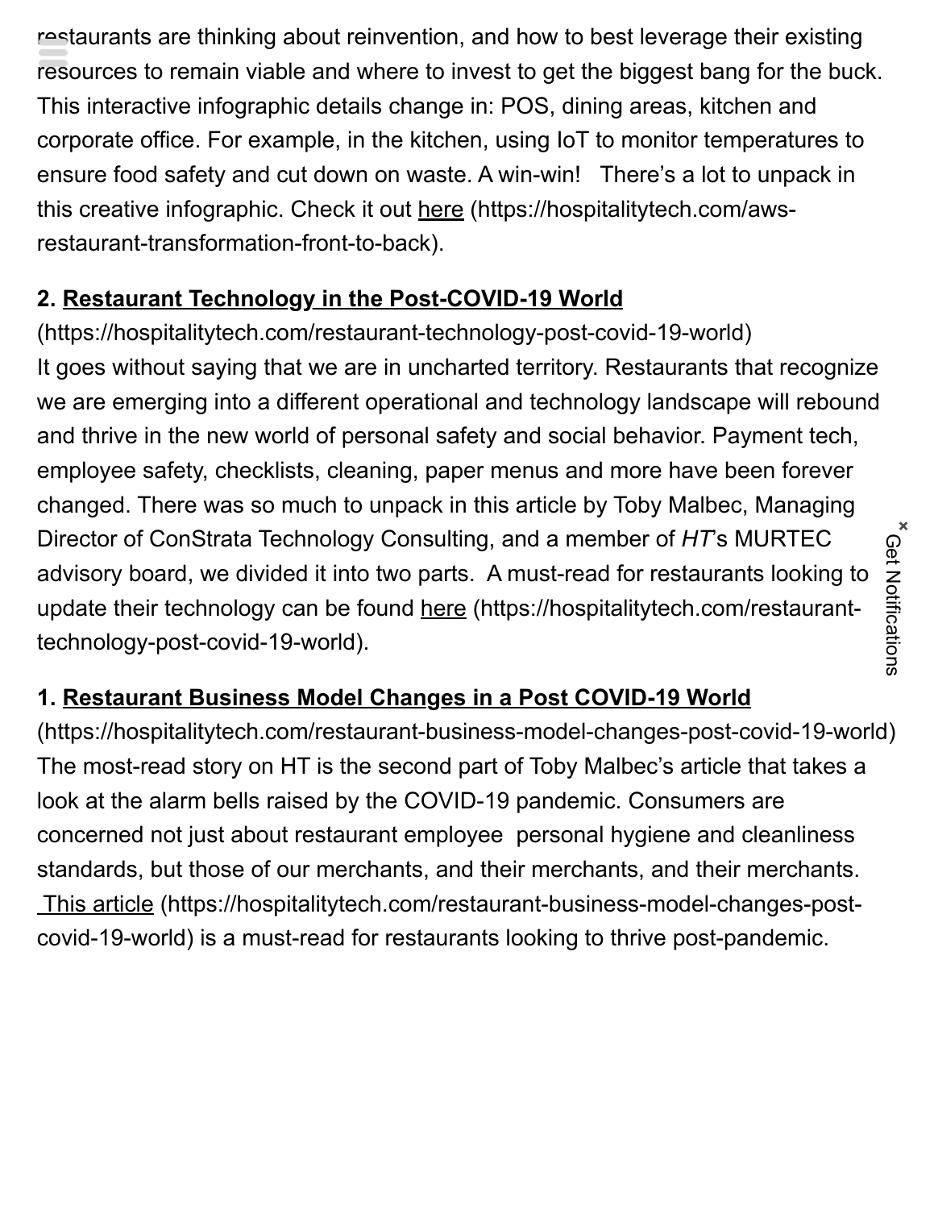restaurants are thinking about reinvention, and how to best leverage their existing resources to remain viable and where to invest to get the biggest bang for the buck. This interactive infographic details change in: POS, dining areas, kitchen and corporate office. For example, in the kitchen, using IoT to monitor temperatures to ensure food safety and cut down on waste. A win-win!   There's a lot to unpack in this creative infographic. Check it out here (https://hospitalitytech.com/aws-restaurant-transformation-front-to-back).

**2. Restaurant Technology in the Post-COVID-19 World** (https://hospitalitytech.com/restaurant-technology-post-covid-19-world)
It goes without saying that we are in uncharted territory. Restaurants that recognize we are emerging into a different operational and technology landscape will rebound and thrive in the new world of personal safety and social behavior. Payment tech, employee safety, checklists, cleaning, paper menus and more have been forever changed. There was so much to unpack in this article by Toby Malbec, Managing Director of ConStrata Technology Consulting, and a member of *HT*'s MURTEC advisory board, we divided it into two parts.  A must-read for restaurants looking to update their technology can be found here (https://hospitalitytech.com/restaurant-technology-post-covid-19-world).

**1. Restaurant Business Model Changes in a Post COVID-19 World** (https://hospitalitytech.com/restaurant-business-model-changes-post-covid-19-world)
The most-read story on HT is the second part of Toby Malbec's article that takes a look at the alarm bells raised by the COVID-19 pandemic. Consumers are concerned not just about restaurant employee  personal hygiene and cleanliness standards, but those of our merchants, and their merchants, and their merchants. This article (https://hospitalitytech.com/restaurant-business-model-changes-post-covid-19-world) is a must-read for restaurants looking to thrive post-pandemic.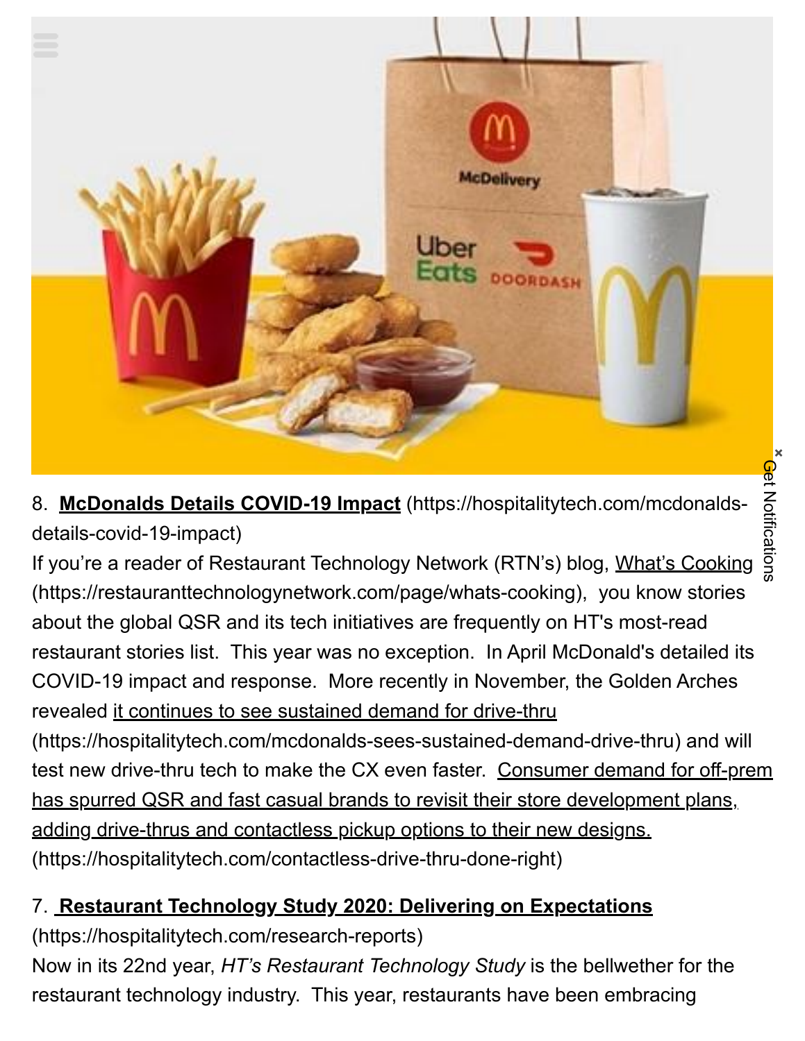8. **McDonalds Details COVID-19 Impact** (https://hospitalitytech.com/mcdonalds-details-covid-19-impact)
If you're a reader of Restaurant Technology Network (RTN's) blog, What's Cooking (https://restauranttechnologynetwork.com/page/whats-cooking), you know stories about the global QSR and its tech initiatives are frequently on HT's most-read restaurant stories list. This year was no exception. In April McDonald's detailed its COVID-19 impact and response. More recently in November, the Golden Arches revealed it continues to see sustained demand for drive-thru (https://hospitalitytech.com/mcdonalds-sees-sustained-demand-drive-thru) and will test new drive-thru tech to make the CX even faster. Consumer demand for off-prem has spurred QSR and fast casual brands to revisit their store development plans, adding drive-thrus and contactless pickup options to their new designs. (https://hospitalitytech.com/contactless-drive-thru-done-right)

7. **Restaurant Technology Study 2020: Delivering on Expectations** (https://hospitalitytech.com/research-reports)
Now in its 22nd year, *HT's Restaurant Technology Study* is the bellwether for the restaurant technology industry. This year, restaurants have been embracing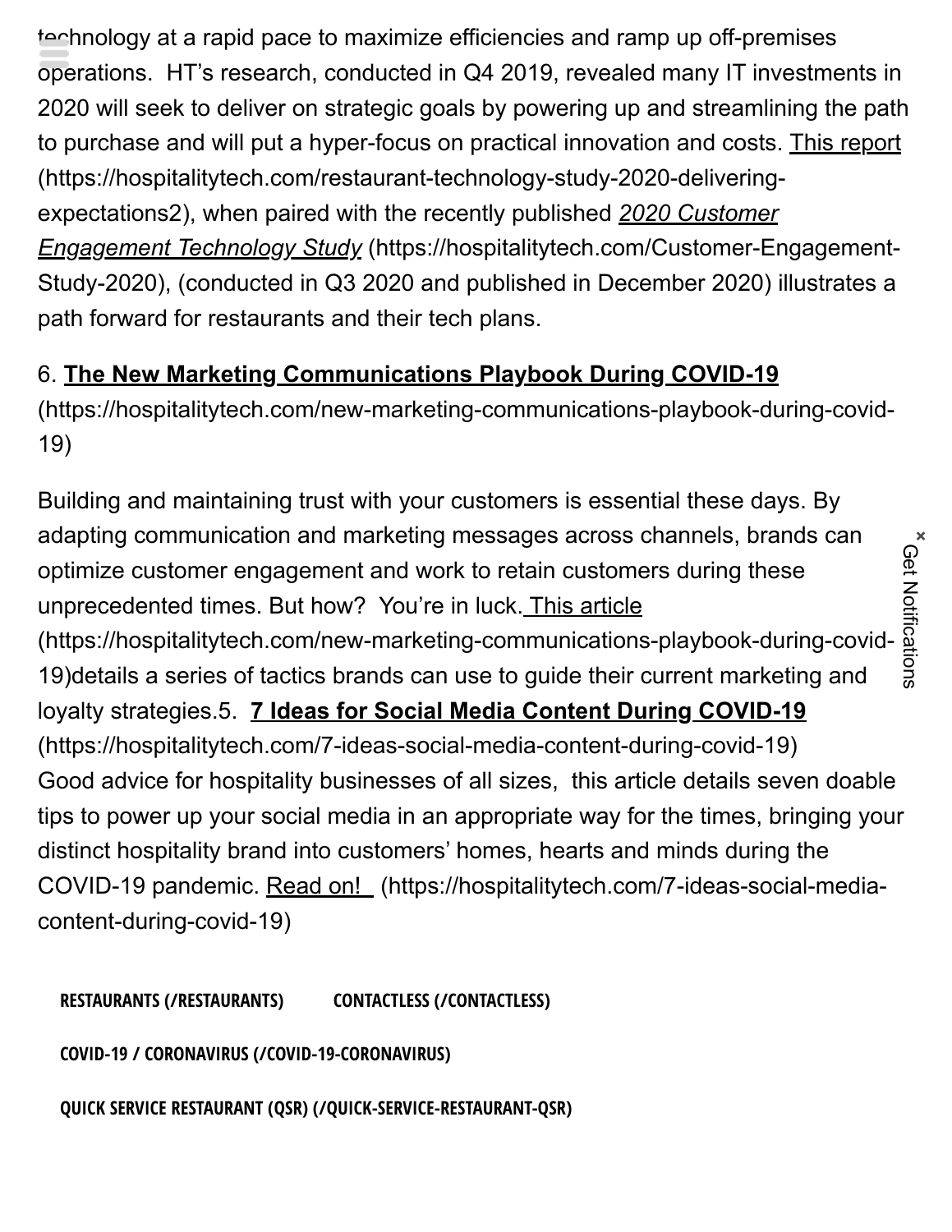technology at a rapid pace to maximize efficiencies and ramp up off-premises operations. HT's research, conducted in Q4 2019, revealed many IT investments in 2020 will seek to deliver on strategic goals by powering up and streamlining the path to purchase and will put a hyper-focus on practical innovation and costs. This report (https://hospitalitytech.com/restaurant-technology-study-2020-delivering-expectations2), when paired with the recently published *2020 Customer Engagement Technology Study* (https://hospitalitytech.com/Customer-Engagement-Study-2020), (conducted in Q3 2020 and published in December 2020) illustrates a path forward for restaurants and their tech plans.

6. **The New Marketing Communications Playbook During COVID-19** (https://hospitalitytech.com/new-marketing-communications-playbook-during-covid-19)

Building and maintaining trust with your customers is essential these days. By adapting communication and marketing messages across channels, brands can optimize customer engagement and work to retain customers during these unprecedented times. But how? You're in luck. This article (https://hospitalitytech.com/new-marketing-communications-playbook-during-covid-19)details a series of tactics brands can use to guide their current marketing and loyalty strategies.5. **7 Ideas for Social Media Content During COVID-19** (https://hospitalitytech.com/7-ideas-social-media-content-during-covid-19) Good advice for hospitality businesses of all sizes, this article details seven doable tips to power up your social media in an appropriate way for the times, bringing your distinct hospitality brand into customers' homes, hearts and minds during the COVID-19 pandemic. Read on! (https://hospitalitytech.com/7-ideas-social-media-content-during-covid-19)

**RESTAURANTS (/RESTAURANTS)** **CONTACTLESS (/CONTACTLESS)**

**COVID-19 / CORONAVIRUS (/COVID-19-CORONAVIRUS)**

**QUICK SERVICE RESTAURANT (QSR) (/QUICK-SERVICE-RESTAURANT-QSR)**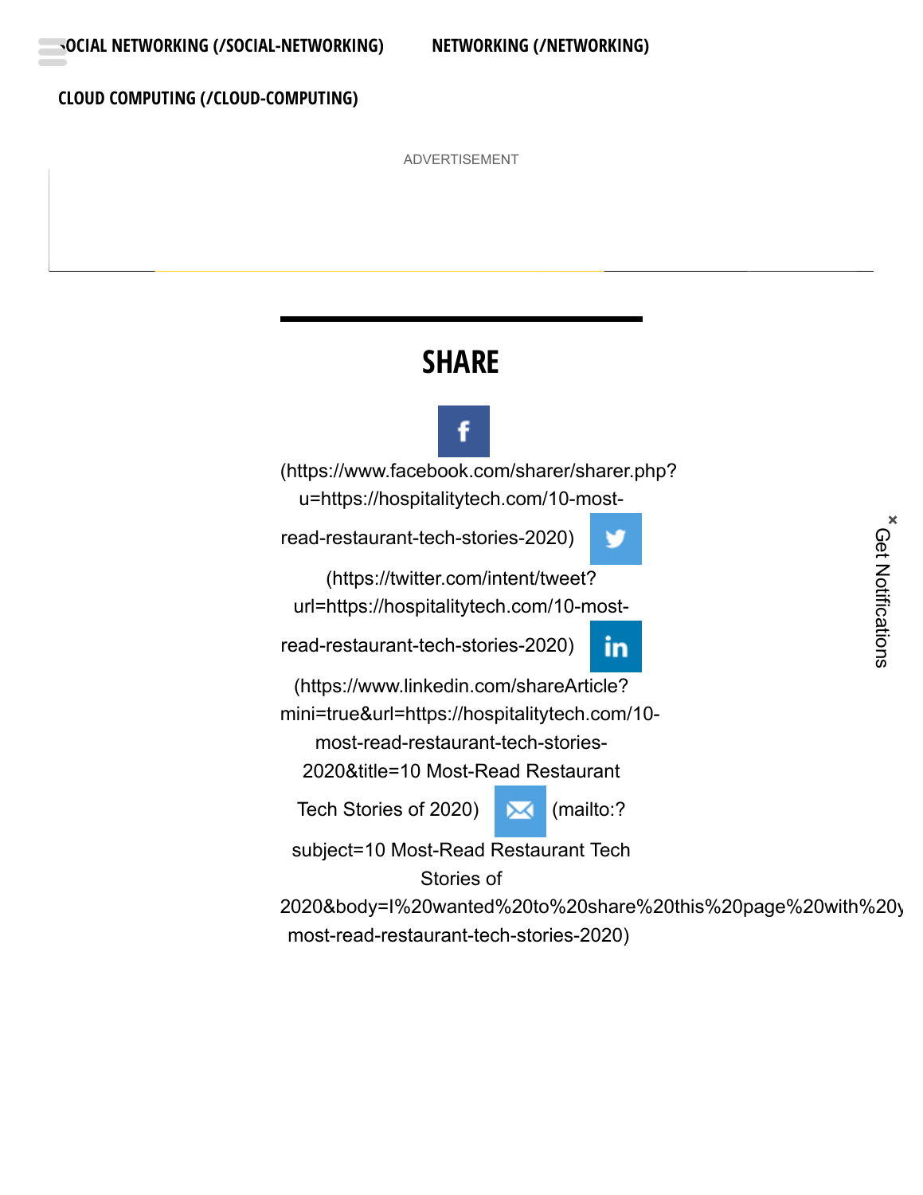SOCIAL NETWORKING (/SOCIAL-NETWORKING) NETWORKING (/NETWORKING)

CLOUD COMPUTING (/CLOUD-COMPUTING)

ADVERTISEMENT

## SHARE

(https://www.facebook.com/sharer/sharer.php?u=https://hospitalitytech.com/10-most-read-restaurant-tech-stories-2020) (https://twitter.com/intent/tweet?url=https://hospitalitytech.com/10-most-read-restaurant-tech-stories-2020) (https://www.linkedin.com/shareArticle?mini=true&url=https://hospitalitytech.com/10-most-read-restaurant-tech-stories-2020&title=10 Most-Read Restaurant Tech Stories of 2020) (mailto:?subject=10 Most-Read Restaurant Tech Stories of 2020&body=I%20wanted%20to%20share%20this%20page%20with%20y most-read-restaurant-tech-stories-2020)

Get Notifications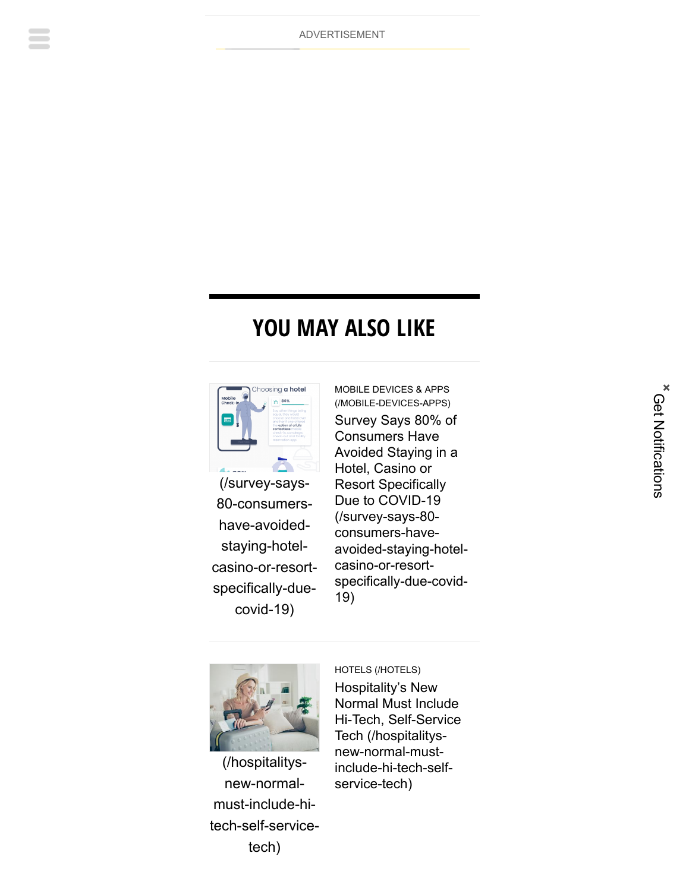ADVERTISEMENT

## YOU MAY ALSO LIKE

(/survey-says-80-consumers-have-avoided-staying-hotel-casino-or-resort-specifically-due-covid-19)

MOBILE DEVICES & APPS (/MOBILE-DEVICES-APPS)

Survey Says 80% of Consumers Have Avoided Staying in a Hotel, Casino or Resort Specifically Due to COVID-19 (/survey-says-80-consumers-have-avoided-staying-hotel-casino-or-resort-specifically-due-covid-19)

(/hospitalitys-new-normal-must-include-hi-tech-self-service-tech)

HOTELS (/HOTELS)

Hospitality's New Normal Must Include Hi-Tech, Self-Service Tech (/hospitalitys-new-normal-must-include-hi-tech-self-service-tech)

Get Notifications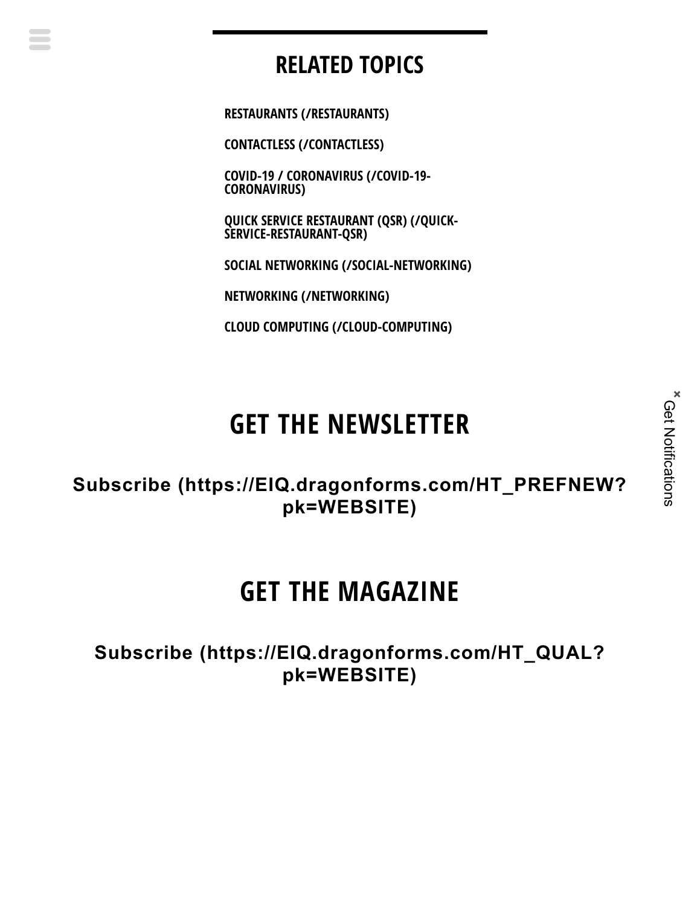## RELATED TOPICS

RESTAURANTS (/RESTAURANTS)

CONTACTLESS (/CONTACTLESS)

COVID-19 / CORONAVIRUS (/COVID-19-CORONAVIRUS)

QUICK SERVICE RESTAURANT (QSR) (/QUICK-SERVICE-RESTAURANT-QSR)

SOCIAL NETWORKING (/SOCIAL-NETWORKING)

NETWORKING (/NETWORKING)

CLOUD COMPUTING (/CLOUD-COMPUTING)

## GET THE NEWSLETTER

**Subscribe (https://EIQ.dragonforms.com/HT_PREFNEW?pk=WEBSITE)**

## GET THE MAGAZINE

**Subscribe (https://EIQ.dragonforms.com/HT_QUAL?pk=WEBSITE)**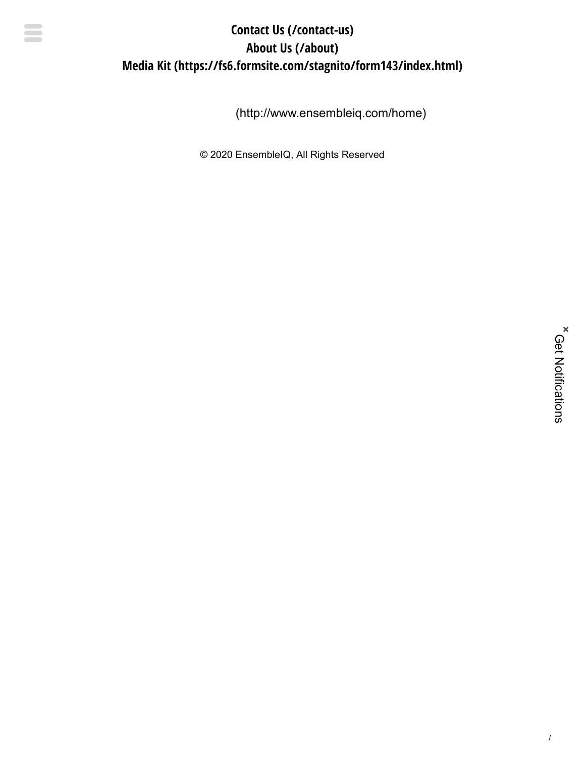**Contact Us (/contact-us)**
**About Us (/about)**
**Media Kit (https://fs6.formsite.com/stagnito/form143/index.html)**

(http://www.ensembleiq.com/home)

© 2020 EnsembleIQ, All Rights Reserved

Get Notifications